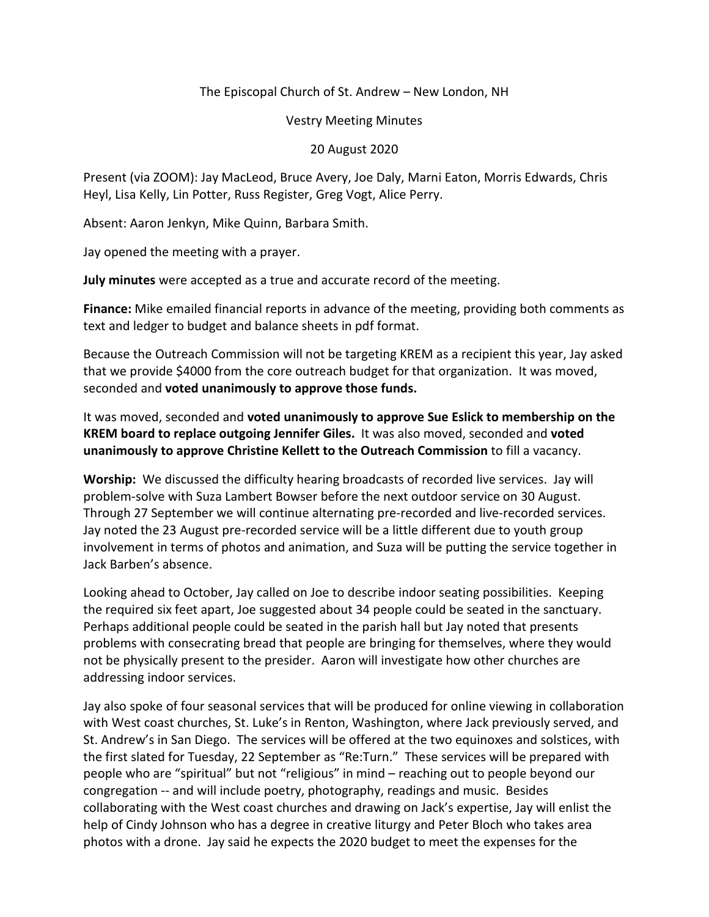The Episcopal Church of St. Andrew – New London, NH

Vestry Meeting Minutes

20 August 2020

Present (via ZOOM): Jay MacLeod, Bruce Avery, Joe Daly, Marni Eaton, Morris Edwards, Chris Heyl, Lisa Kelly, Lin Potter, Russ Register, Greg Vogt, Alice Perry.

Absent: Aaron Jenkyn, Mike Quinn, Barbara Smith.

Jay opened the meeting with a prayer.

**July minutes** were accepted as a true and accurate record of the meeting.

**Finance:** Mike emailed financial reports in advance of the meeting, providing both comments as text and ledger to budget and balance sheets in pdf format.

Because the Outreach Commission will not be targeting KREM as a recipient this year, Jay asked that we provide $4000 from the core outreach budget for that organization. It was moved, seconded and **voted unanimously to approve those funds.**

It was moved, seconded and **voted unanimously to approve Sue Eslick to membership on the KREM board to replace outgoing Jennifer Giles.** It was also moved, seconded and **voted unanimously to approve Christine Kellett to the Outreach Commission** to fill a vacancy.

**Worship:** We discussed the difficulty hearing broadcasts of recorded live services. Jay will problem-solve with Suza Lambert Bowser before the next outdoor service on 30 August. Through 27 September we will continue alternating pre-recorded and live-recorded services. Jay noted the 23 August pre-recorded service will be a little different due to youth group involvement in terms of photos and animation, and Suza will be putting the service together in Jack Barben's absence.

Looking ahead to October, Jay called on Joe to describe indoor seating possibilities. Keeping the required six feet apart, Joe suggested about 34 people could be seated in the sanctuary. Perhaps additional people could be seated in the parish hall but Jay noted that presents problems with consecrating bread that people are bringing for themselves, where they would not be physically present to the presider. Aaron will investigate how other churches are addressing indoor services.

Jay also spoke of four seasonal services that will be produced for online viewing in collaboration with West coast churches, St. Luke's in Renton, Washington, where Jack previously served, and St. Andrew's in San Diego. The services will be offered at the two equinoxes and solstices, with the first slated for Tuesday, 22 September as "Re:Turn." These services will be prepared with people who are "spiritual" but not "religious" in mind – reaching out to people beyond our congregation -- and will include poetry, photography, readings and music. Besides collaborating with the West coast churches and drawing on Jack's expertise, Jay will enlist the help of Cindy Johnson who has a degree in creative liturgy and Peter Bloch who takes area photos with a drone. Jay said he expects the 2020 budget to meet the expenses for the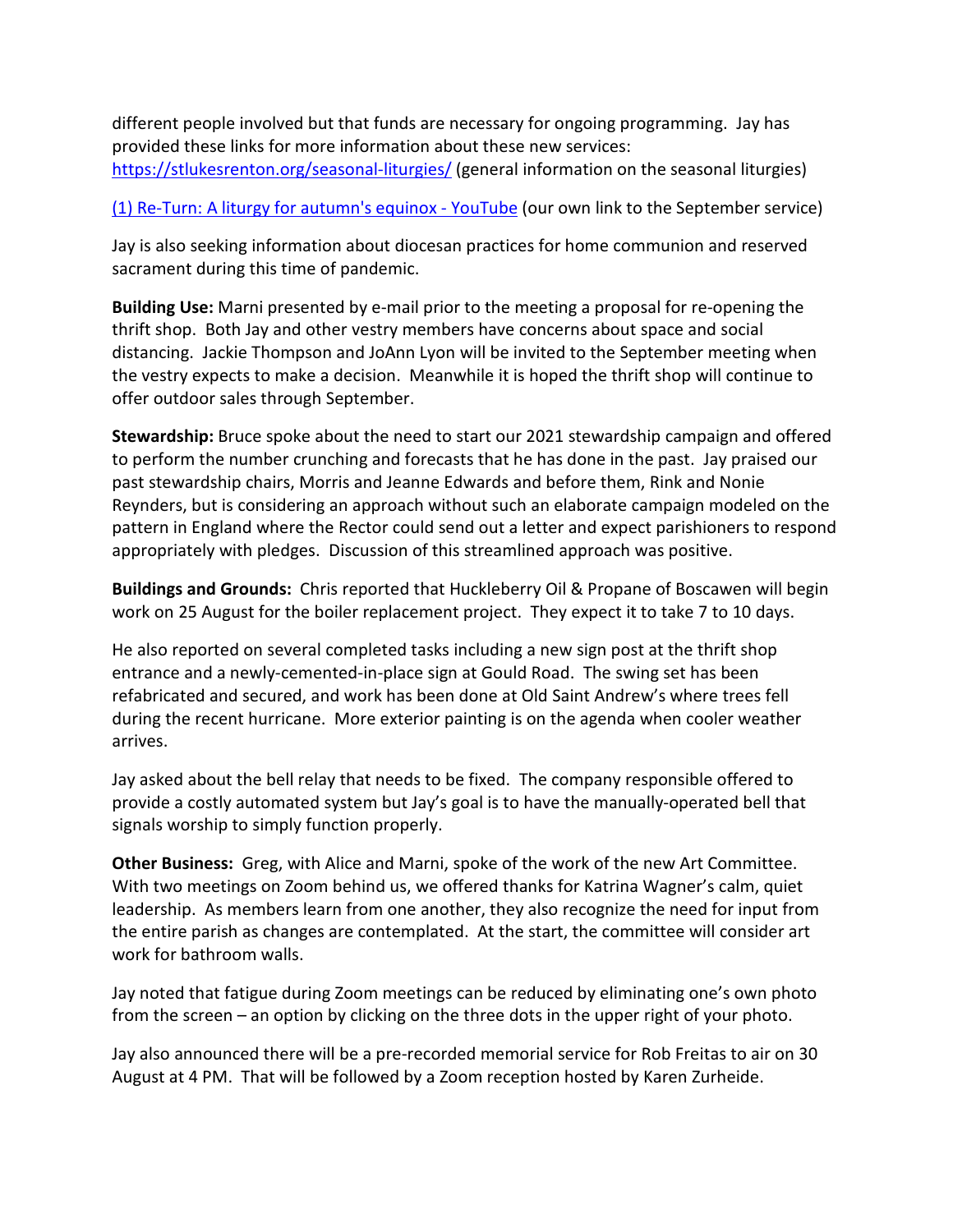different people involved but that funds are necessary for ongoing programming. Jay has provided these links for more information about these new services:
[https://stlukesrenton.org/seasonal-liturgies/](https://stlukesrenton.org/seasonal-liturgies/) (general information on the seasonal liturgies)

[(1) Re-Turn: A liturgy for autumn's equinox - YouTube]() (our own link to the September service)

Jay is also seeking information about diocesan practices for home communion and reserved sacrament during this time of pandemic.

**Building Use:** Marni presented by e-mail prior to the meeting a proposal for re-opening the thrift shop. Both Jay and other vestry members have concerns about space and social distancing. Jackie Thompson and JoAnn Lyon will be invited to the September meeting when the vestry expects to make a decision. Meanwhile it is hoped the thrift shop will continue to offer outdoor sales through September.

**Stewardship:** Bruce spoke about the need to start our 2021 stewardship campaign and offered to perform the number crunching and forecasts that he has done in the past. Jay praised our past stewardship chairs, Morris and Jeanne Edwards and before them, Rink and Nonie Reynders, but is considering an approach without such an elaborate campaign modeled on the pattern in England where the Rector could send out a letter and expect parishioners to respond appropriately with pledges. Discussion of this streamlined approach was positive.

**Buildings and Grounds:** Chris reported that Huckleberry Oil & Propane of Boscawen will begin work on 25 August for the boiler replacement project. They expect it to take 7 to 10 days.

He also reported on several completed tasks including a new sign post at the thrift shop entrance and a newly-cemented-in-place sign at Gould Road. The swing set has been refabricated and secured, and work has been done at Old Saint Andrew's where trees fell during the recent hurricane. More exterior painting is on the agenda when cooler weather arrives.

Jay asked about the bell relay that needs to be fixed. The company responsible offered to provide a costly automated system but Jay's goal is to have the manually-operated bell that signals worship to simply function properly.

**Other Business:** Greg, with Alice and Marni, spoke of the work of the new Art Committee. With two meetings on Zoom behind us, we offered thanks for Katrina Wagner's calm, quiet leadership. As members learn from one another, they also recognize the need for input from the entire parish as changes are contemplated. At the start, the committee will consider art work for bathroom walls.

Jay noted that fatigue during Zoom meetings can be reduced by eliminating one's own photo from the screen – an option by clicking on the three dots in the upper right of your photo.

Jay also announced there will be a pre-recorded memorial service for Rob Freitas to air on 30 August at 4 PM. That will be followed by a Zoom reception hosted by Karen Zurheide.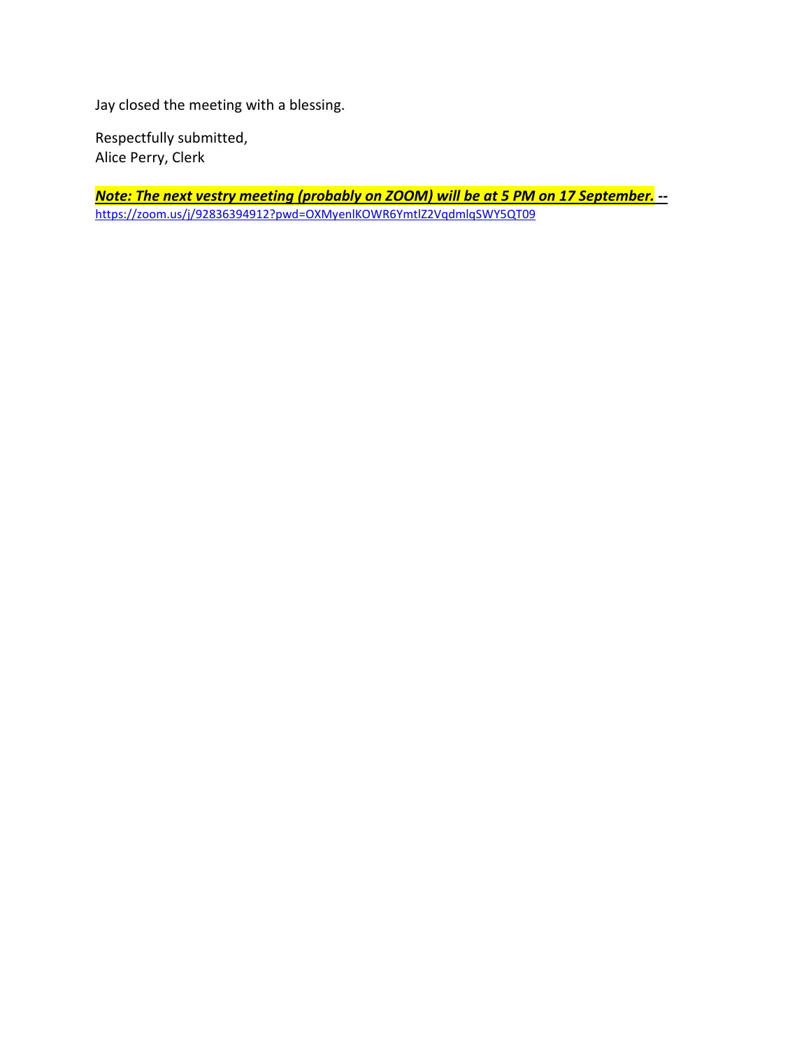Jay closed the meeting with a blessing.

Respectfully submitted,
Alice Perry, Clerk

***Note: The next vestry meeting (probably on ZOOM) will be at 5 PM on 17 September.*** --
https://zoom.us/j/92836394912?pwd=OXMyenlKOWR6YmtlZ2VqdmlqSWY5QT09